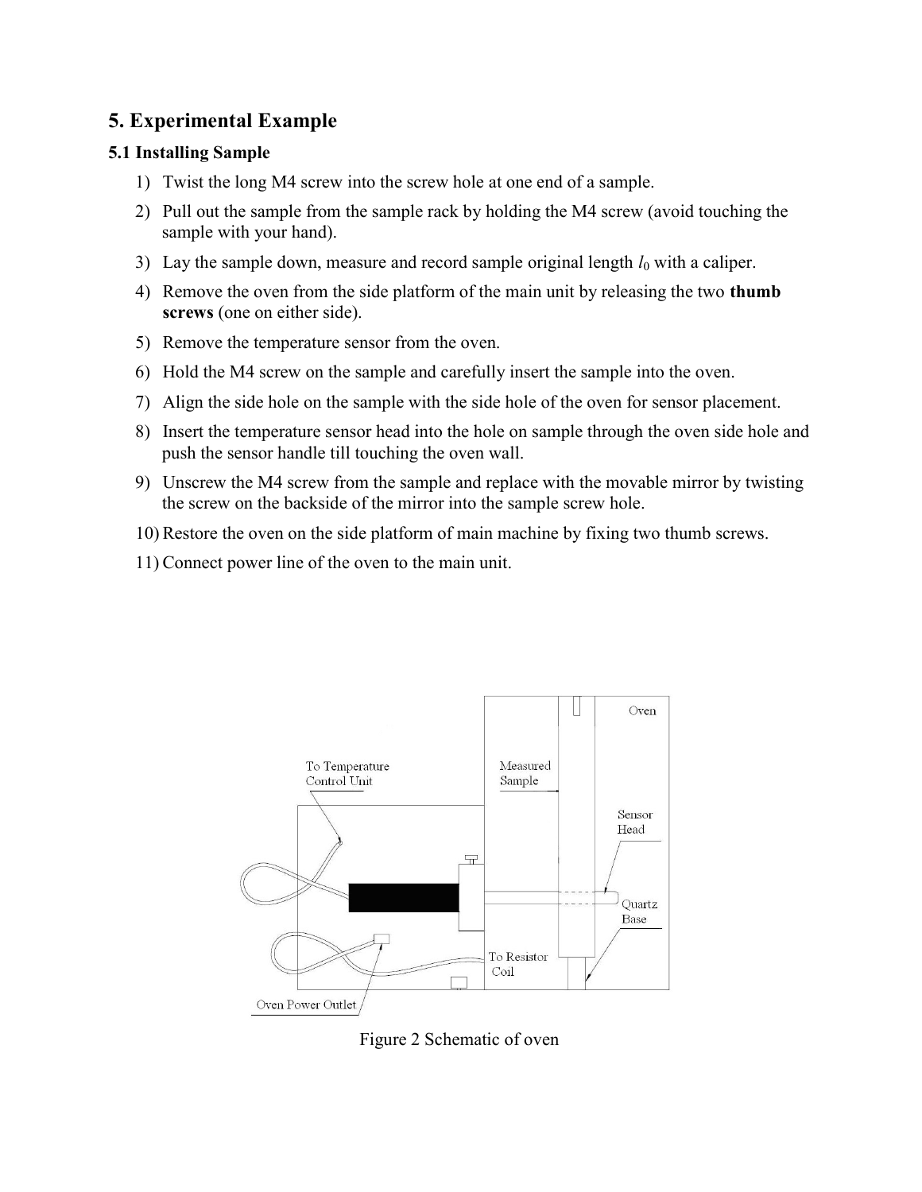## 5. Experimental Example

### 5.1 Installing Sample

1) Twist the long M4 screw into the screw hole at one end of a sample.
2) Pull out the sample from the sample rack by holding the M4 screw (avoid touching the sample with your hand).
3) Lay the sample down, measure and record sample original length $l_0$ with a caliper.
4) Remove the oven from the side platform of the main unit by releasing the two **thumb screws** (one on either side).
5) Remove the temperature sensor from the oven.
6) Hold the M4 screw on the sample and carefully insert the sample into the oven.
7) Align the side hole on the sample with the side hole of the oven for sensor placement.
8) Insert the temperature sensor head into the hole on sample through the oven side hole and push the sensor handle till touching the oven wall.
9) Unscrew the M4 screw from the sample and replace with the movable mirror by twisting the screw on the backside of the mirror into the sample screw hole.
10) Restore the oven on the side platform of main machine by fixing two thumb screws.
11) Connect power line of the oven to the main unit.

Figure 2 Schematic of oven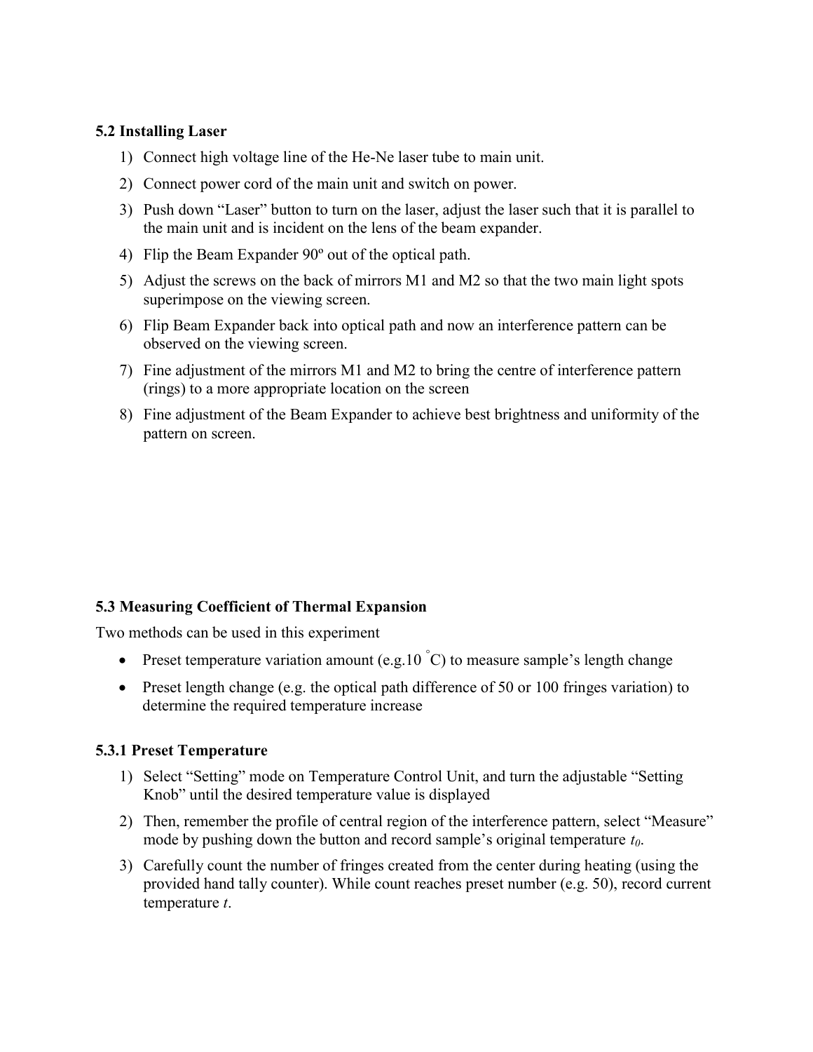### 5.2 Installing Laser

1) Connect high voltage line of the He-Ne laser tube to main unit.
2) Connect power cord of the main unit and switch on power.
3) Push down "Laser" button to turn on the laser, adjust the laser such that it is parallel to the main unit and is incident on the lens of the beam expander.
4) Flip the Beam Expander 90º out of the optical path.
5) Adjust the screws on the back of mirrors M1 and M2 so that the two main light spots superimpose on the viewing screen.
6) Flip Beam Expander back into optical path and now an interference pattern can be observed on the viewing screen.
7) Fine adjustment of the mirrors M1 and M2 to bring the centre of interference pattern (rings) to a more appropriate location on the screen
8) Fine adjustment of the Beam Expander to achieve best brightness and uniformity of the pattern on screen.

### 5.3 Measuring Coefficient of Thermal Expansion

Two methods can be used in this experiment

- Preset temperature variation amount (e.g.10 °C) to measure sample's length change
- Preset length change (e.g. the optical path difference of 50 or 100 fringes variation) to determine the required temperature increase

#### 5.3.1 Preset Temperature

1) Select "Setting" mode on Temperature Control Unit, and turn the adjustable "Setting Knob" until the desired temperature value is displayed
2) Then, remember the profile of central region of the interference pattern, select "Measure" mode by pushing down the button and record sample's original temperature $t_0$.
3) Carefully count the number of fringes created from the center during heating (using the provided hand tally counter). While count reaches preset number (e.g. 50), record current temperature $t$.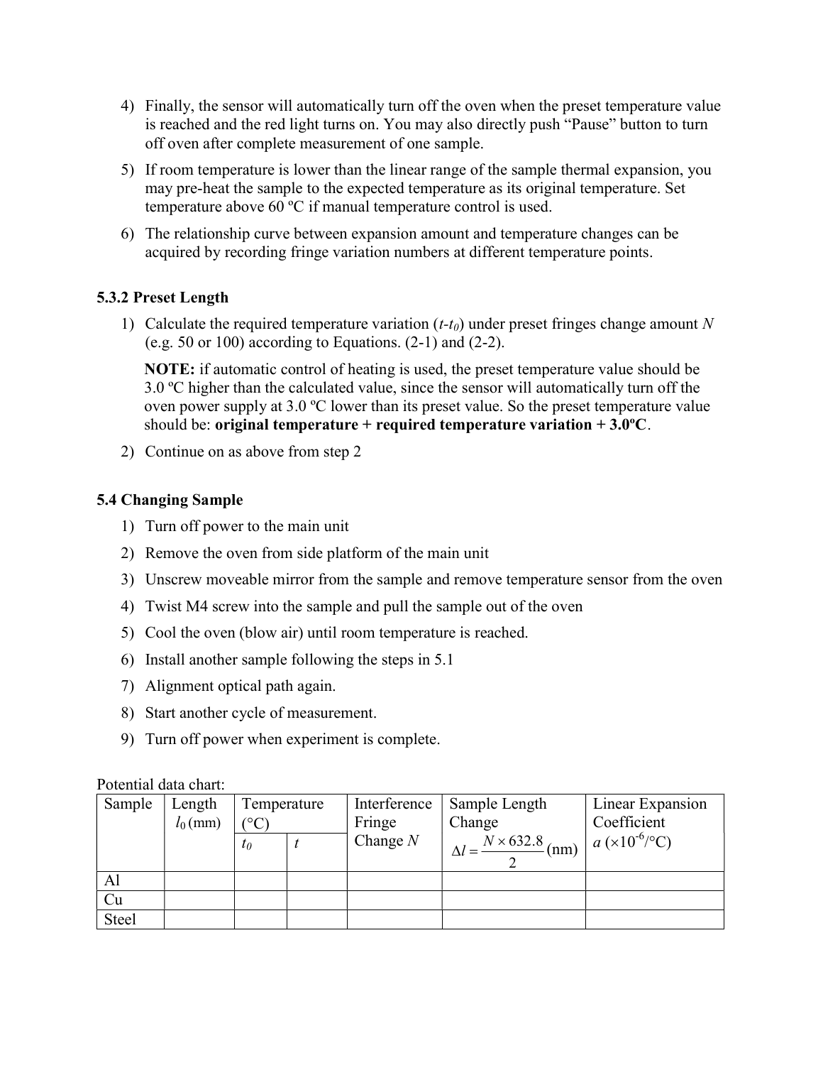4) Finally, the sensor will automatically turn off the oven when the preset temperature value is reached and the red light turns on. You may also directly push "Pause" button to turn off oven after complete measurement of one sample.

5) If room temperature is lower than the linear range of the sample thermal expansion, you may pre-heat the sample to the expected temperature as its original temperature. Set temperature above 60 ºC if manual temperature control is used.

6) The relationship curve between expansion amount and temperature changes can be acquired by recording fringe variation numbers at different temperature points.

### 5.3.2 Preset Length

1) Calculate the required temperature variation ($t$-$t_0$) under preset fringes change amount $N$ (e.g. 50 or 100) according to Equations. (2-1) and (2-2).

   **NOTE:** if automatic control of heating is used, the preset temperature value should be 3.0 ºC higher than the calculated value, since the sensor will automatically turn off the oven power supply at 3.0 ºC lower than its preset value. So the preset temperature value should be: **original temperature + required temperature variation + 3.0ºC**.

2) Continue on as above from step 2

### 5.4 Changing Sample

1) Turn off power to the main unit
2) Remove the oven from side platform of the main unit
3) Unscrew moveable mirror from the sample and remove temperature sensor from the oven
4) Twist M4 screw into the sample and pull the sample out of the oven
5) Cool the oven (blow air) until room temperature is reached.
6) Install another sample following the steps in 5.1
7) Alignment optical path again.
8) Start another cycle of measurement.
9) Turn off power when experiment is complete.

Potential data chart:

| Sample | Length $l_0$ (mm) | Temperature (°C) | | Interference Fringe Change $N$ | Sample Length Change $\Delta l = \dfrac{N \times 632.8}{2}$ (nm) | Linear Expansion Coefficient $a$ ($\times 10^{-6}$/°C) |
|---|---|---|---|---|---|---|
| | | $t_0$ | $t$ | | | |
| Al | | | | | | |
| Cu | | | | | | |
| Steel | | | | | | |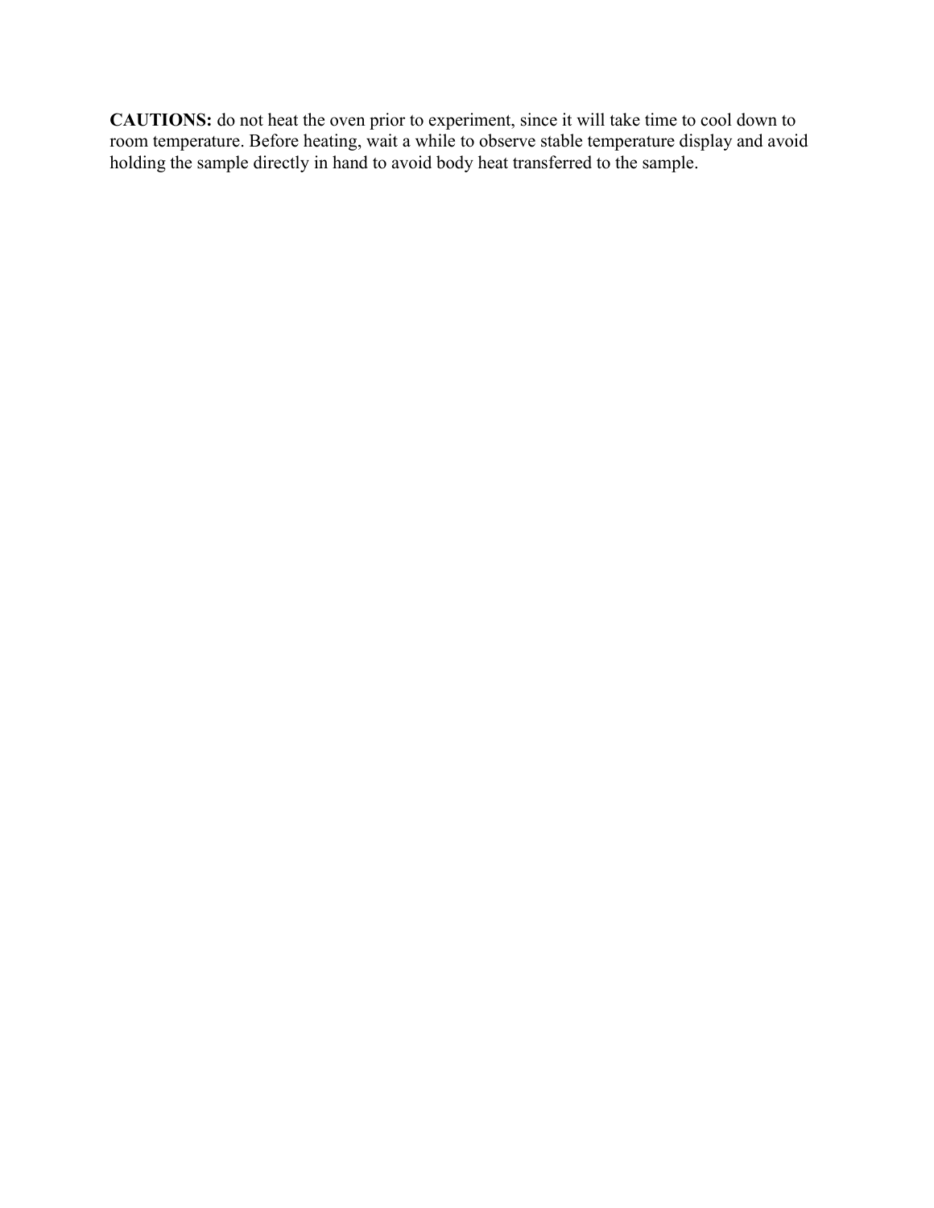**CAUTIONS:** do not heat the oven prior to experiment, since it will take time to cool down to room temperature. Before heating, wait a while to observe stable temperature display and avoid holding the sample directly in hand to avoid body heat transferred to the sample.